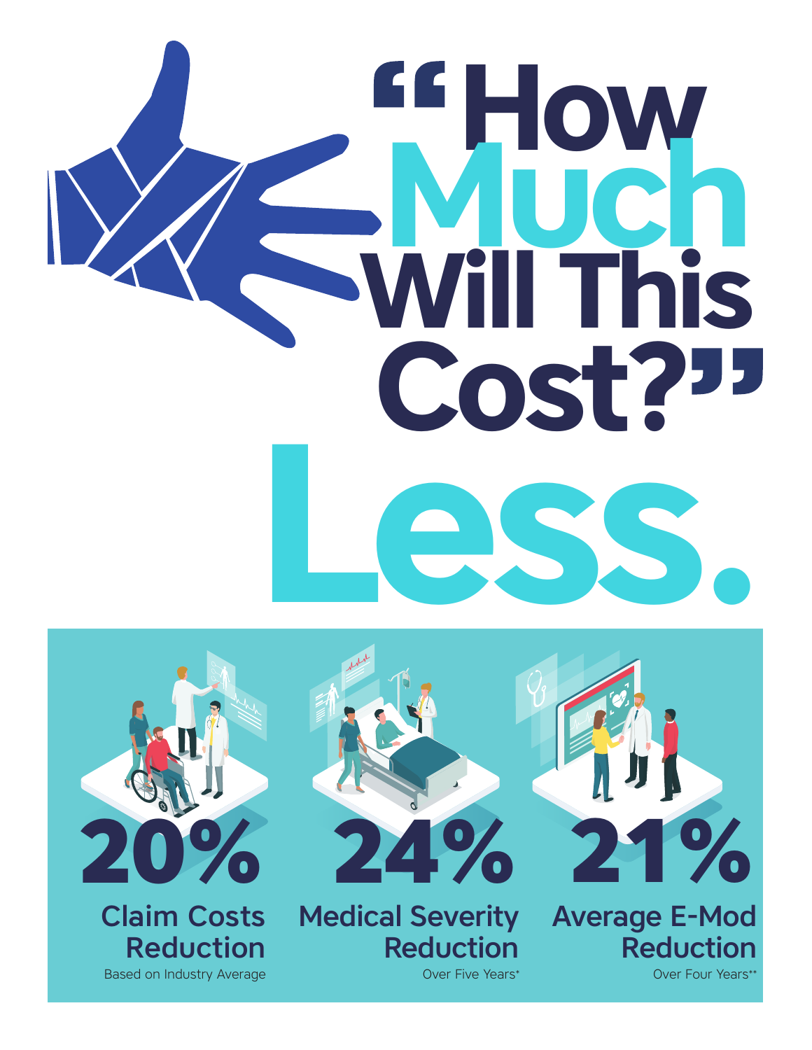# "How Much Will This Cost?"

# Less.

**20%**
**Claim Costs Reduction**
Based on Industry Average

**24%**
**Medical Severity Reduction**
Over Five Years*

**21%**
**Average E-Mod Reduction**
Over Four Years**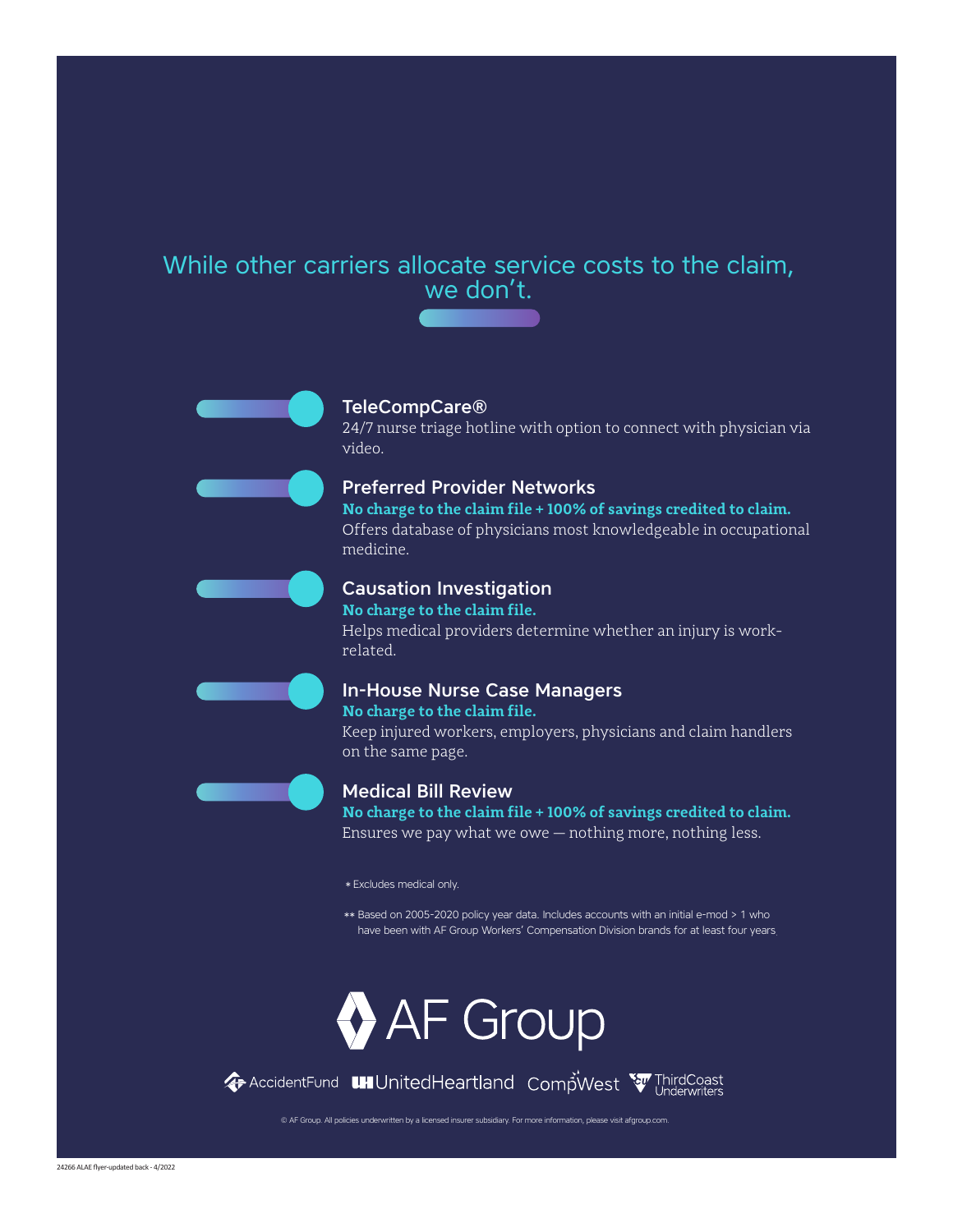## While other carriers allocate service costs to the claim, we don't.

### TeleCompCare®

24/7 nurse triage hotline with option to connect with physician via video.

### Preferred Provider Networks

**No charge to the claim file + 100% of savings credited to claim.**

Offers database of physicians most knowledgeable in occupational medicine.

### Causation Investigation

**No charge to the claim file.**

Helps medical providers determine whether an injury is work-related.

### In-House Nurse Case Managers

**No charge to the claim file.**

Keep injured workers, employers, physicians and claim handlers on the same page.

### Medical Bill Review

**No charge to the claim file + 100% of savings credited to claim.**

Ensures we pay what we owe — nothing more, nothing less.

* Excludes medical only.

** Based on 2005-2020 policy year data. Includes accounts with an initial e-mod > 1 who have been with AF Group Workers' Compensation Division brands for at least four years.

AF Group

AccidentFund UnitedHeartland CompWest ThirdCoast Underwriters

© AF Group. All policies underwritten by a licensed insurer subsidiary. For more information, please visit afgroup.com.

24266 ALAE flyer-updated back - 4/2022